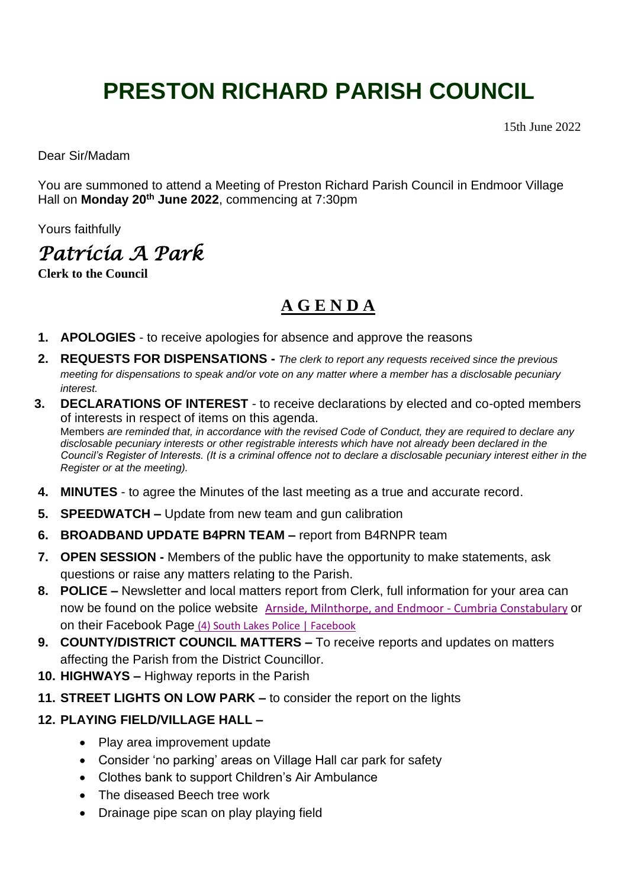# PRESTON RICHARD PARISH COUNCIL

15th June 2022

Dear Sir/Madam

You are summoned to attend a Meeting of Preston Richard Parish Council in Endmoor Village Hall on **Monday 20th June 2022**, commencing at 7:30pm

Yours faithfully

*Patricia A Park*

**Clerk to the Council**

## A G E N D A

1. **APOLOGIES** - to receive apologies for absence and approve the reasons
2. **REQUESTS FOR DISPENSATIONS -** *The clerk to report any requests received since the previous meeting for dispensations to speak and/or vote on any matter where a member has a disclosable pecuniary interest.*
3. **DECLARATIONS OF INTEREST** - to receive declarations by elected and co-opted members of interests in respect of items on this agenda.
   Members *are reminded that, in accordance with the revised Code of Conduct, they are required to declare any disclosable pecuniary interests or other registrable interests which have not already been declared in the Council's Register of Interests. (It is a criminal offence not to declare a disclosable pecuniary interest either in the Register or at the meeting).*
4. **MINUTES** - to agree the Minutes of the last meeting as a true and accurate record.
5. **SPEEDWATCH –** Update from new team and gun calibration
6. **BROADBAND UPDATE B4PRN TEAM –** report from B4RNPR team
7. **OPEN SESSION -** Members of the public have the opportunity to make statements, ask questions or raise any matters relating to the Parish.
8. **POLICE –** Newsletter and local matters report from Clerk, full information for your area can now be found on the police website [Arnside, Milnthorpe, and Endmoor - Cumbria Constabulary]() or on their Facebook Page [(4) South Lakes Police | Facebook]()
9. **COUNTY/DISTRICT COUNCIL MATTERS –** To receive reports and updates on matters affecting the Parish from the District Councillor.
10. **HIGHWAYS –** Highway reports in the Parish
11. **STREET LIGHTS ON LOW PARK –** to consider the report on the lights
12. **PLAYING FIELD/VILLAGE HALL –**
    - Play area improvement update
    - Consider 'no parking' areas on Village Hall car park for safety
    - Clothes bank to support Children's Air Ambulance
    - The diseased Beech tree work
    - Drainage pipe scan on play playing field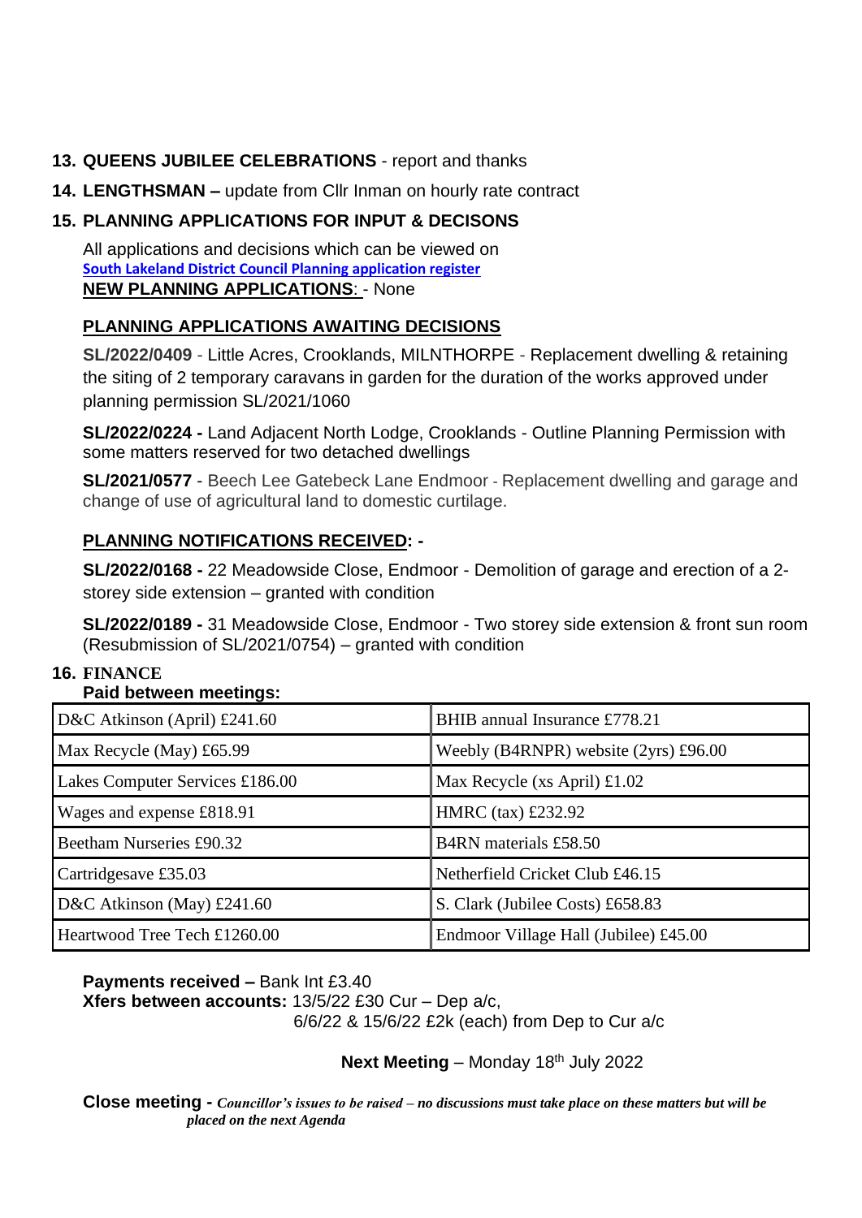13. **QUEENS JUBILEE CELEBRATIONS** - report and thanks

14. **LENGTHSMAN –** update from Cllr Inman on hourly rate contract

15. **PLANNING APPLICATIONS FOR INPUT & DECISONS**

All applications and decisions which can be viewed on
**South Lakeland District Council Planning application register**
**NEW PLANNING APPLICATIONS**: - None

**PLANNING APPLICATIONS AWAITING DECISIONS**

**SL/2022/0409** - Little Acres, Crooklands, MILNTHORPE - Replacement dwelling & retaining the siting of 2 temporary caravans in garden for the duration of the works approved under planning permission SL/2021/1060

**SL/2022/0224 -** Land Adjacent North Lodge, Crooklands - Outline Planning Permission with some matters reserved for two detached dwellings

**SL/2021/0577** - Beech Lee Gatebeck Lane Endmoor - Replacement dwelling and garage and change of use of agricultural land to domestic curtilage.

**PLANNING NOTIFICATIONS RECEIVED: -**

**SL/2022/0168 -** 22 Meadowside Close, Endmoor - Demolition of garage and erection of a 2-storey side extension – granted with condition

**SL/2022/0189 -** 31 Meadowside Close, Endmoor - Two storey side extension & front sun room (Resubmission of SL/2021/0754) – granted with condition

16. **FINANCE**

**Paid between meetings:**

| | |
|---|---|
| D&C Atkinson (April) £241.60 | BHIB annual Insurance £778.21 |
| Max Recycle (May) £65.99 | Weebly (B4RNPR) website (2yrs) £96.00 |
| Lakes Computer Services £186.00 | Max Recycle (xs April) £1.02 |
| Wages and expense £818.91 | HMRC (tax) £232.92 |
| Beetham Nurseries £90.32 | B4RN materials £58.50 |
| Cartridgesave £35.03 | Netherfield Cricket Club £46.15 |
| D&C Atkinson (May) £241.60 | S. Clark (Jubilee Costs) £658.83 |
| Heartwood Tree Tech £1260.00 | Endmoor Village Hall (Jubilee) £45.00 |

**Payments received –** Bank Int £3.40
**Xfers between accounts:** 13/5/22 £30 Cur – Dep a/c,
6/6/22 & 15/6/22 £2k (each) from Dep to Cur a/c

**Next Meeting** – Monday 18th July 2022

**Close meeting -** ***Councillor's issues to be raised – no discussions must take place on these matters but will be placed on the next Agenda***